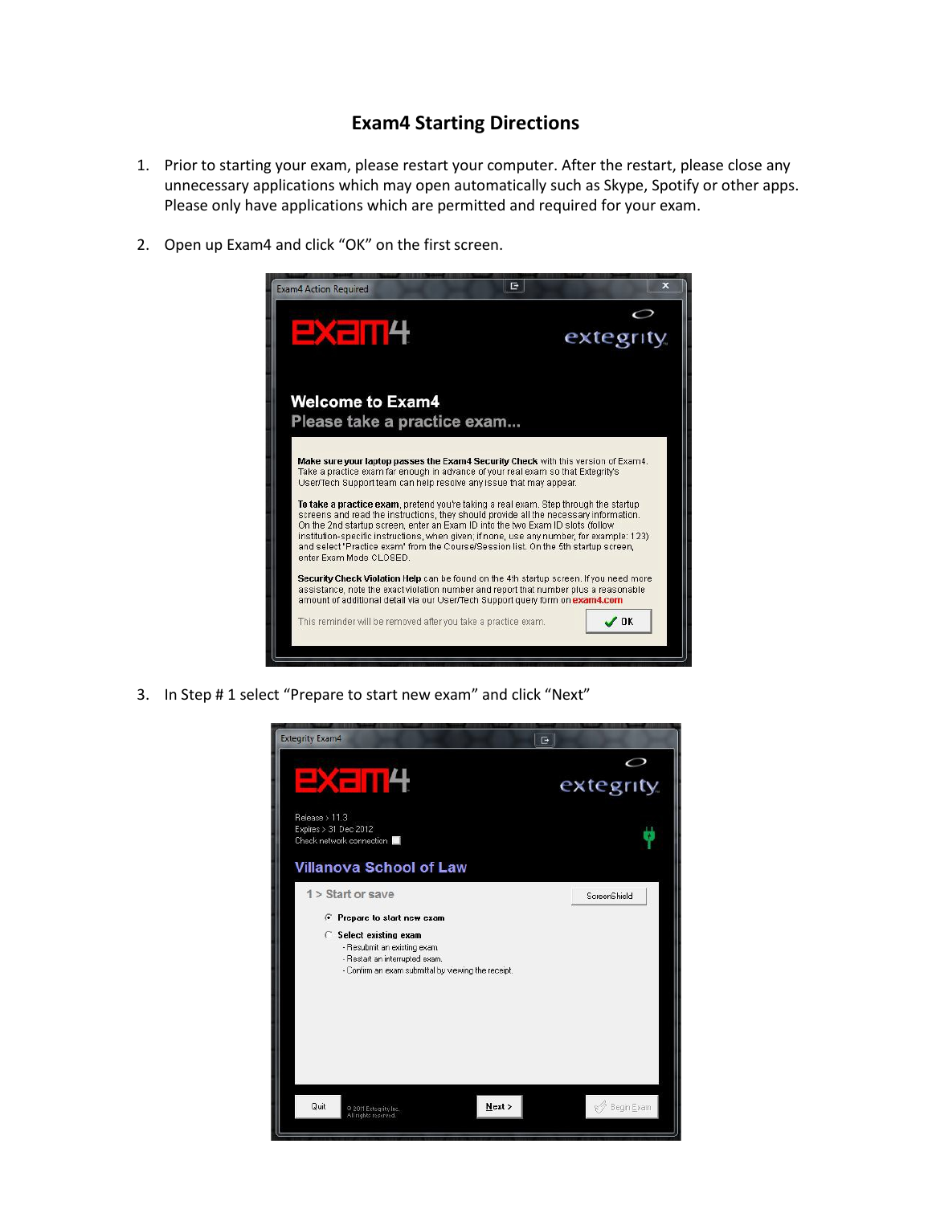# Exam4 Starting Directions

1. Prior to starting your exam, please restart your computer. After the restart, please close any unnecessary applications which may open automatically such as Skype, Spotify or other apps. Please only have applications which are permitted and required for your exam.

2. Open up Exam4 and click "OK" on the first screen.

3. In Step # 1 select "Prepare to start new exam" and click "Next"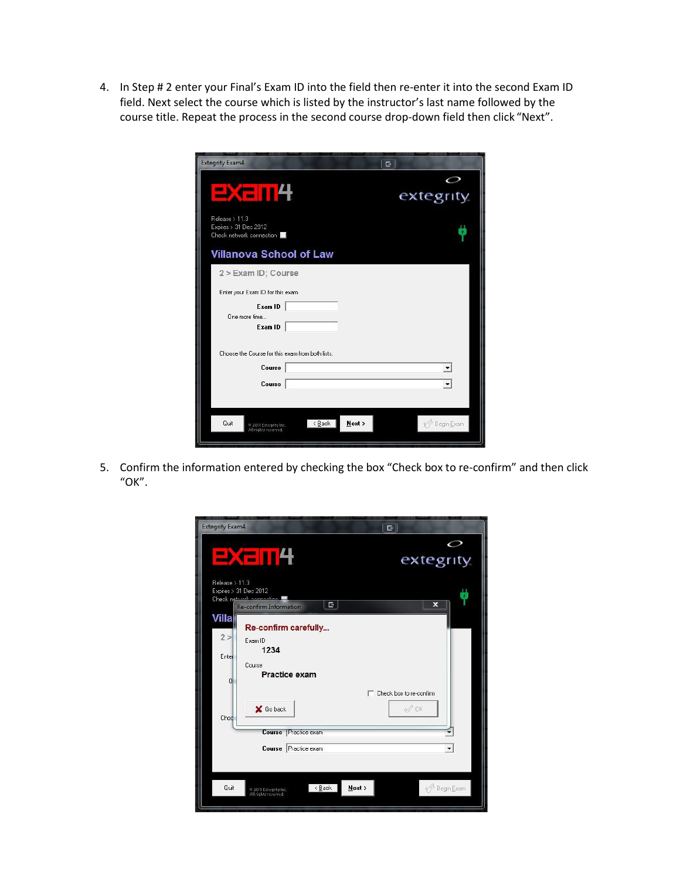4. In Step # 2 enter your Final's Exam ID into the field then re-enter it into the second Exam ID field. Next select the course which is listed by the instructor's last name followed by the course title. Repeat the process in the second course drop-down field then click "Next".

5. Confirm the information entered by checking the box "Check box to re-confirm" and then click "OK".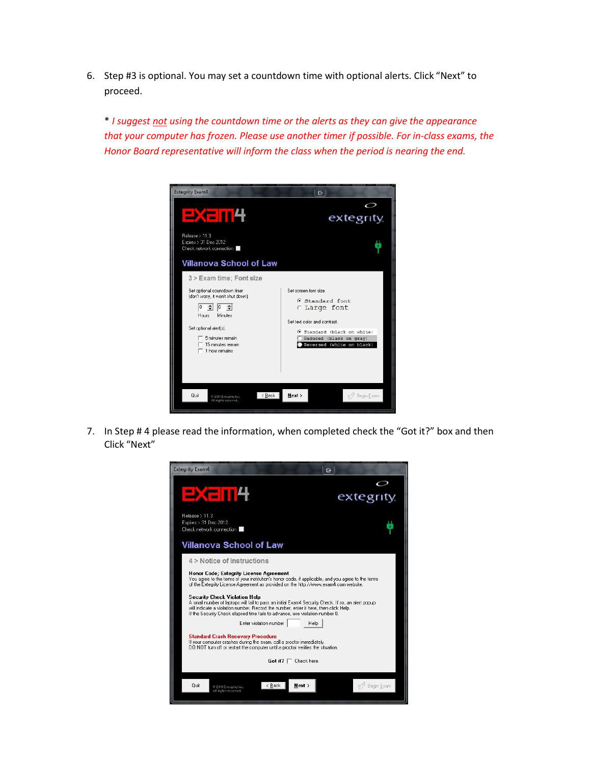6. Step #3 is optional. You may set a countdown time with optional alerts. Click "Next" to proceed.

   * *I suggest not using the countdown time or the alerts as they can give the appearance that your computer has frozen. Please use another timer if possible. For in-class exams, the Honor Board representative will inform the class when the period is nearing the end.*

7. In Step # 4 please read the information, when completed check the "Got it?" box and then Click "Next"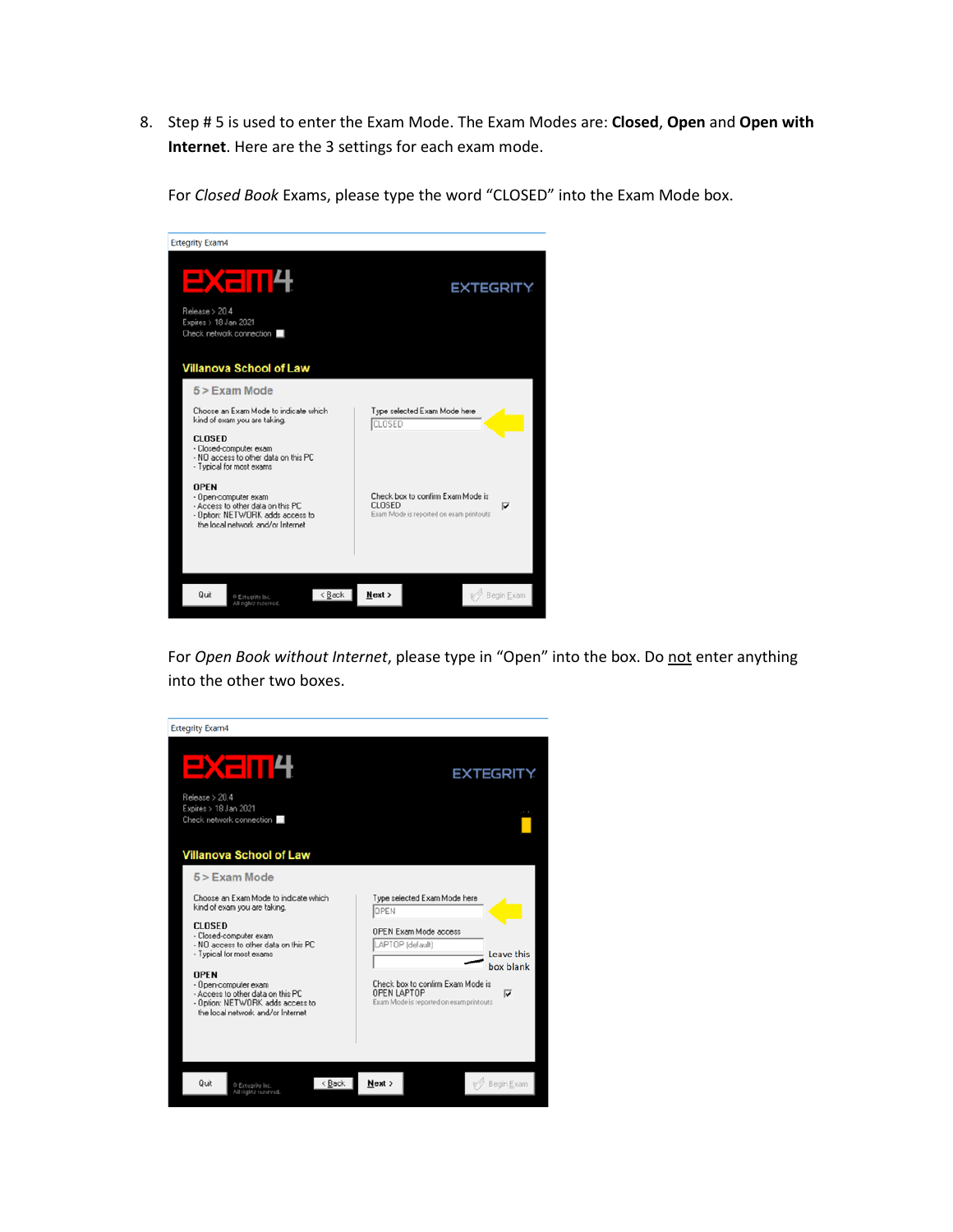8. Step # 5 is used to enter the Exam Mode. The Exam Modes are: **Closed**, **Open** and **Open with Internet**. Here are the 3 settings for each exam mode.

   For *Closed Book* Exams, please type the word "CLOSED" into the Exam Mode box.

   For *Open Book without Internet*, please type in "Open" into the box. Do not enter anything into the other two boxes.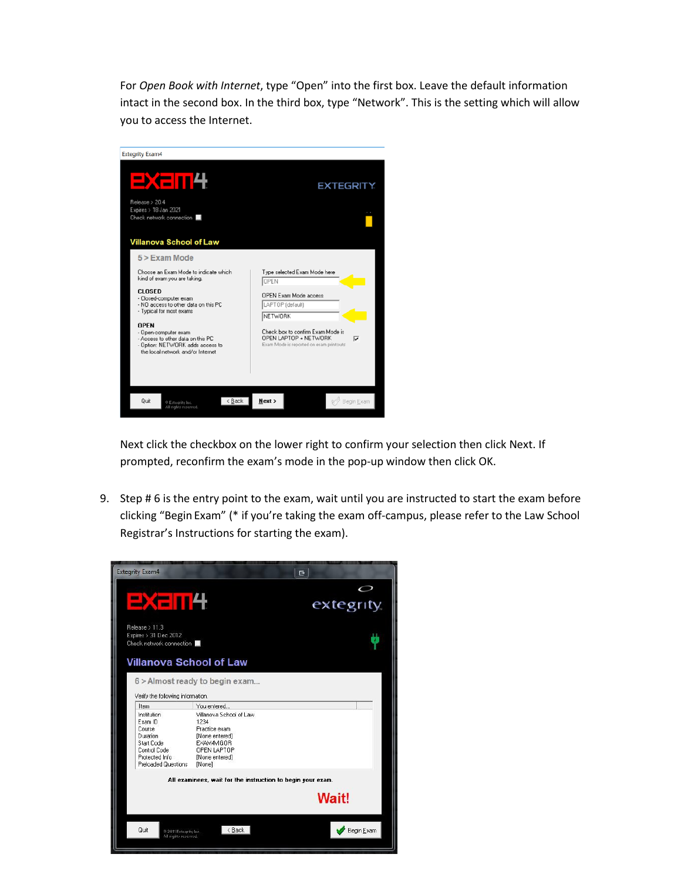For *Open Book with Internet*, type "Open" into the first box. Leave the default information intact in the second box. In the third box, type "Network". This is the setting which will allow you to access the Internet.

Next click the checkbox on the lower right to confirm your selection then click Next. If prompted, reconfirm the exam's mode in the pop-up window then click OK.

9. Step # 6 is the entry point to the exam, wait until you are instructed to start the exam before clicking "Begin Exam" (* if you're taking the exam off-campus, please refer to the Law School Registrar's Instructions for starting the exam).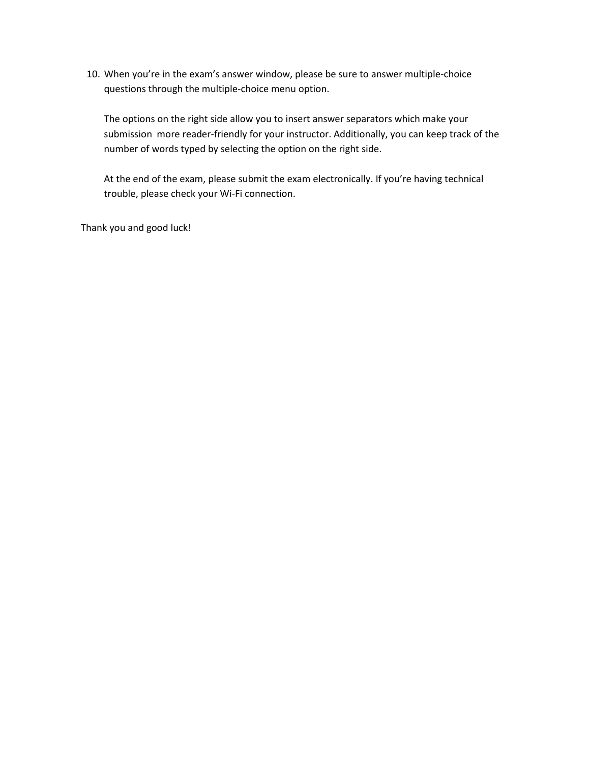10. When you're in the exam's answer window, please be sure to answer multiple-choice questions through the multiple-choice menu option.

    The options on the right side allow you to insert answer separators which make your submission more reader-friendly for your instructor. Additionally, you can keep track of the number of words typed by selecting the option on the right side.

    At the end of the exam, please submit the exam electronically. If you're having technical trouble, please check your Wi-Fi connection.

Thank you and good luck!